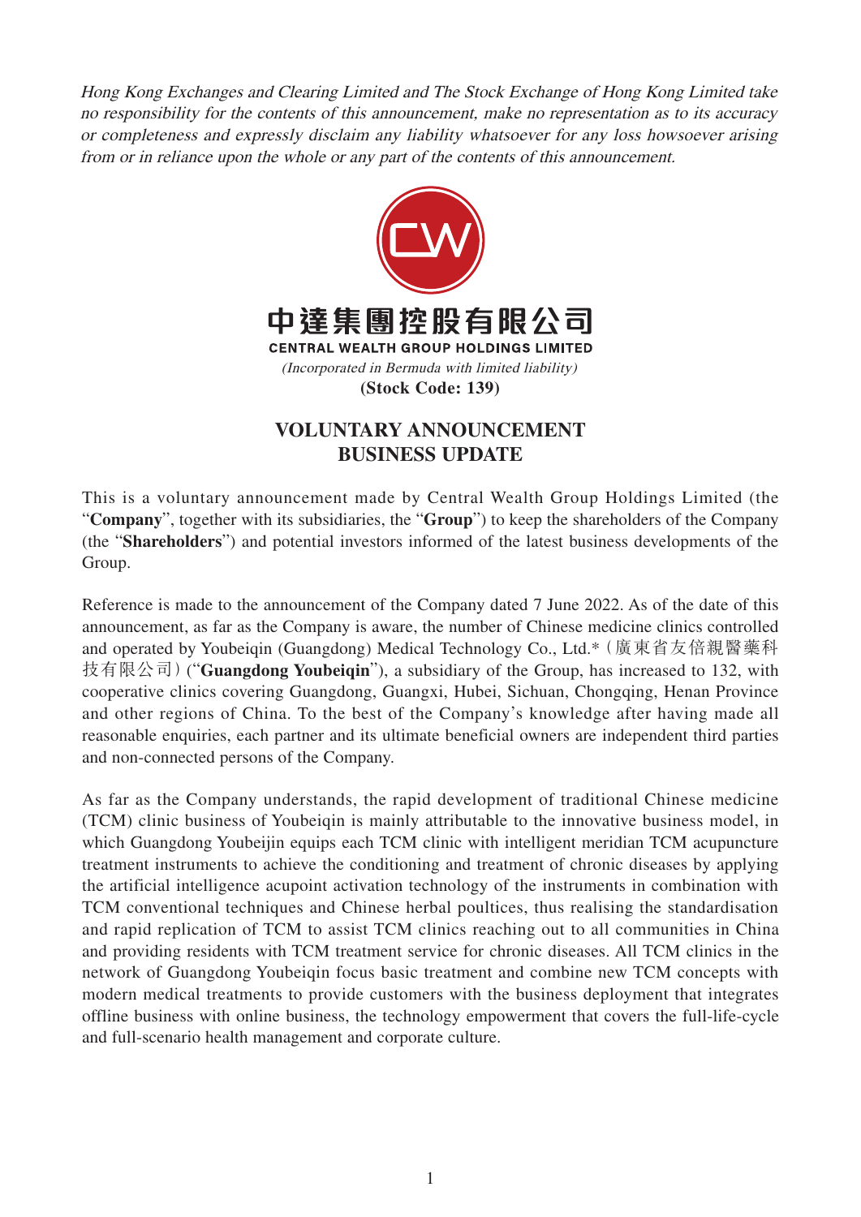*Hong Kong Exchanges and Clearing Limited and The Stock Exchange of Hong Kong Limited take no responsibility for the contents of this announcement, make no representation as to its accuracy or completeness and expressly disclaim any liability whatsoever for any loss howsoever arising from or in reliance upon the whole or any part of the contents of this announcement.*

**中達集團控股有限公司**

**CENTRAL WEALTH GROUP HOLDINGS LIMITED**

*(Incorporated in Bermuda with limited liability)*

**(Stock Code: 139)**

# VOLUNTARY ANNOUNCEMENT BUSINESS UPDATE

This is a voluntary announcement made by Central Wealth Group Holdings Limited (the "**Company**", together with its subsidiaries, the "**Group**") to keep the shareholders of the Company (the "**Shareholders**") and potential investors informed of the latest business developments of the Group.

Reference is made to the announcement of the Company dated 7 June 2022. As of the date of this announcement, as far as the Company is aware, the number of Chinese medicine clinics controlled and operated by Youbeiqin (Guangdong) Medical Technology Co., Ltd.*（廣東省友倍親醫藥科技有限公司）("**Guangdong Youbeiqin**"), a subsidiary of the Group, has increased to 132, with cooperative clinics covering Guangdong, Guangxi, Hubei, Sichuan, Chongqing, Henan Province and other regions of China. To the best of the Company's knowledge after having made all reasonable enquiries, each partner and its ultimate beneficial owners are independent third parties and non-connected persons of the Company.

As far as the Company understands, the rapid development of traditional Chinese medicine (TCM) clinic business of Youbeiqin is mainly attributable to the innovative business model, in which Guangdong Youbeijin equips each TCM clinic with intelligent meridian TCM acupuncture treatment instruments to achieve the conditioning and treatment of chronic diseases by applying the artificial intelligence acupoint activation technology of the instruments in combination with TCM conventional techniques and Chinese herbal poultices, thus realising the standardisation and rapid replication of TCM to assist TCM clinics reaching out to all communities in China and providing residents with TCM treatment service for chronic diseases. All TCM clinics in the network of Guangdong Youbeiqin focus basic treatment and combine new TCM concepts with modern medical treatments to provide customers with the business deployment that integrates offline business with online business, the technology empowerment that covers the full-life-cycle and full-scenario health management and corporate culture.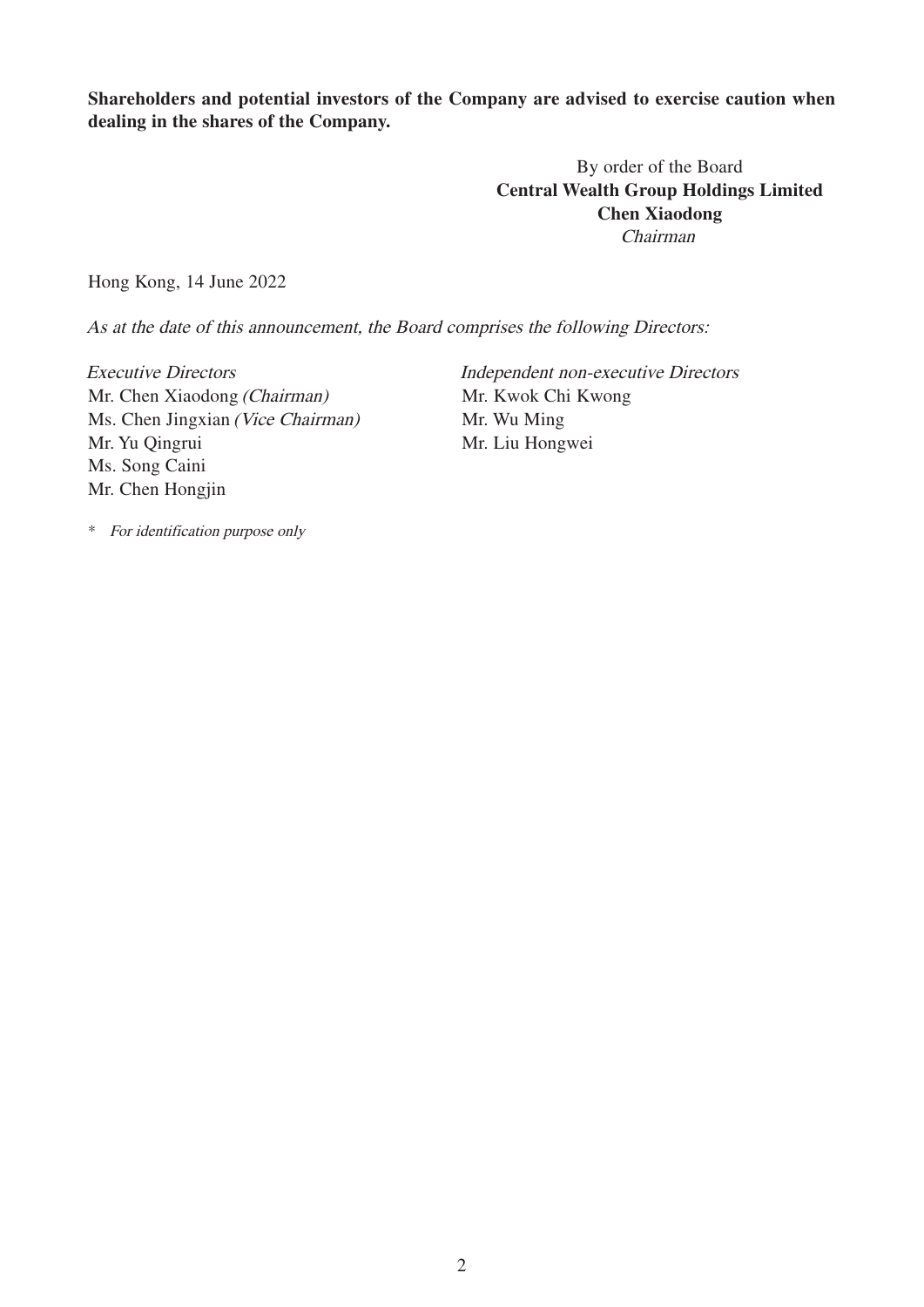**Shareholders and potential investors of the Company are advised to exercise caution when dealing in the shares of the Company.**

By order of the Board
**Central Wealth Group Holdings Limited**
**Chen Xiaodong**
*Chairman*

Hong Kong, 14 June 2022

*As at the date of this announcement, the Board comprises the following Directors:*

*Executive Directors*
Mr. Chen Xiaodong *(Chairman)*
Ms. Chen Jingxian *(Vice Chairman)*
Mr. Yu Qingrui
Ms. Song Caini
Mr. Chen Hongjin

*Independent non-executive Directors*
Mr. Kwok Chi Kwong
Mr. Wu Ming
Mr. Liu Hongwei

\* *For identification purpose only*